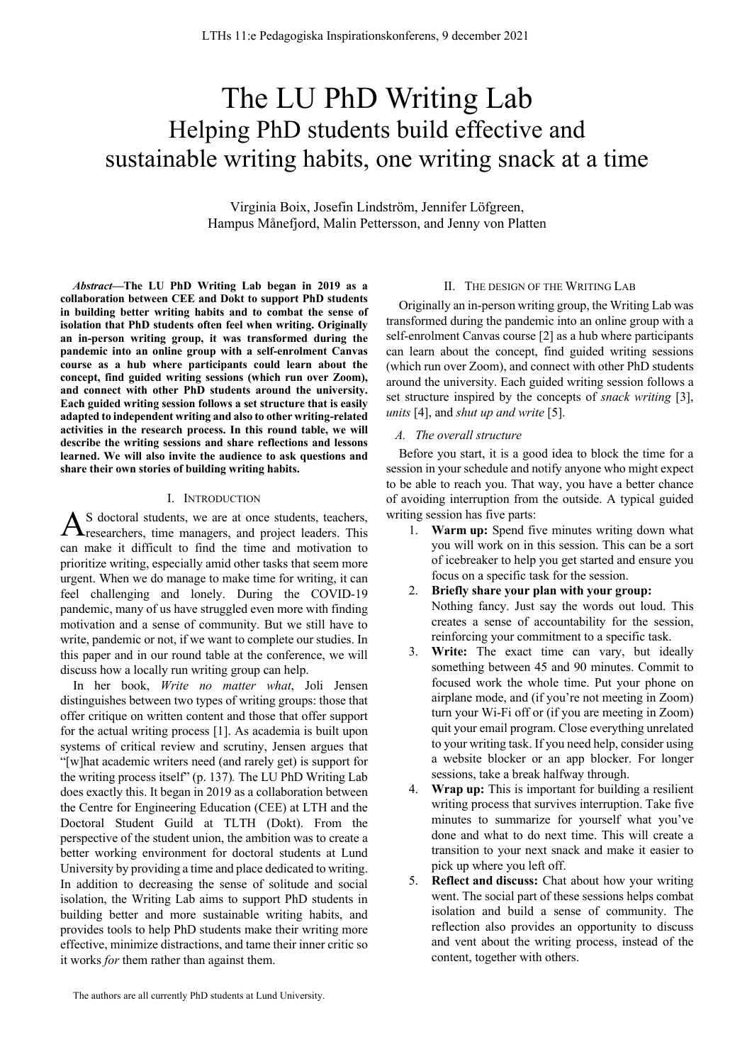# The LU PhD Writing Lab

## Helping PhD students build effective and sustainable writing habits, one writing snack at a time

Virginia Boix, Josefin Lindström, Jennifer Löfgreen, Hampus Månefjord, Malin Pettersson, and Jenny von Platten

***Abstract*—The LU PhD Writing Lab began in 2019 as a collaboration between CEE and Dokt to support PhD students in building better writing habits and to combat the sense of isolation that PhD students often feel when writing. Originally an in-person writing group, it was transformed during the pandemic into an online group with a self-enrolment Canvas course as a hub where participants could learn about the concept, find guided writing sessions (which run over Zoom), and connect with other PhD students around the university. Each guided writing session follows a set structure that is easily adapted to independent writing and also to other writing-related activities in the research process. In this round table, we will describe the writing sessions and share reflections and lessons learned. We will also invite the audience to ask questions and share their own stories of building writing habits.**

## I. Introduction

As doctoral students, we are at once students, teachers, researchers, time managers, and project leaders. This can make it difficult to find the time and motivation to prioritize writing, especially amid other tasks that seem more urgent. When we do manage to make time for writing, it can feel challenging and lonely. During the COVID-19 pandemic, many of us have struggled even more with finding motivation and a sense of community. But we still have to write, pandemic or not, if we want to complete our studies. In this paper and in our round table at the conference, we will discuss how a locally run writing group can help.

In her book, *Write no matter what*, Joli Jensen distinguishes between two types of writing groups: those that offer critique on written content and those that offer support for the actual writing process [1]. As academia is built upon systems of critical review and scrutiny, Jensen argues that "[w]hat academic writers need (and rarely get) is support for the writing process itself" (p. 137). The LU PhD Writing Lab does exactly this. It began in 2019 as a collaboration between the Centre for Engineering Education (CEE) at LTH and the Doctoral Student Guild at TLTH (Dokt). From the perspective of the student union, the ambition was to create a better working environment for doctoral students at Lund University by providing a time and place dedicated to writing. In addition to decreasing the sense of solitude and social isolation, the Writing Lab aims to support PhD students in building better and more sustainable writing habits, and provides tools to help PhD students make their writing more effective, minimize distractions, and tame their inner critic so it works *for* them rather than against them.

The authors are all currently PhD students at Lund University.

## II. The design of the Writing Lab

Originally an in-person writing group, the Writing Lab was transformed during the pandemic into an online group with a self-enrolment Canvas course [2] as a hub where participants can learn about the concept, find guided writing sessions (which run over Zoom), and connect with other PhD students around the university. Each guided writing session follows a set structure inspired by the concepts of *snack writing* [3], *units* [4], and *shut up and write* [5].

### *A. The overall structure*

Before you start, it is a good idea to block the time for a session in your schedule and notify anyone who might expect to be able to reach you. That way, you have a better chance of avoiding interruption from the outside. A typical guided writing session has five parts:

1. **Warm up:** Spend five minutes writing down what you will work on in this session. This can be a sort of icebreaker to help you get started and ensure you focus on a specific task for the session.
2. **Briefly share your plan with your group:** Nothing fancy. Just say the words out loud. This creates a sense of accountability for the session, reinforcing your commitment to a specific task.
3. **Write:** The exact time can vary, but ideally something between 45 and 90 minutes. Commit to focused work the whole time. Put your phone on airplane mode, and (if you're not meeting in Zoom) turn your Wi-Fi off or (if you are meeting in Zoom) quit your email program. Close everything unrelated to your writing task. If you need help, consider using a website blocker or an app blocker. For longer sessions, take a break halfway through.
4. **Wrap up:** This is important for building a resilient writing process that survives interruption. Take five minutes to summarize for yourself what you've done and what to do next time. This will create a transition to your next snack and make it easier to pick up where you left off.
5. **Reflect and discuss:** Chat about how your writing went. The social part of these sessions helps combat isolation and build a sense of community. The reflection also provides an opportunity to discuss and vent about the writing process, instead of the content, together with others.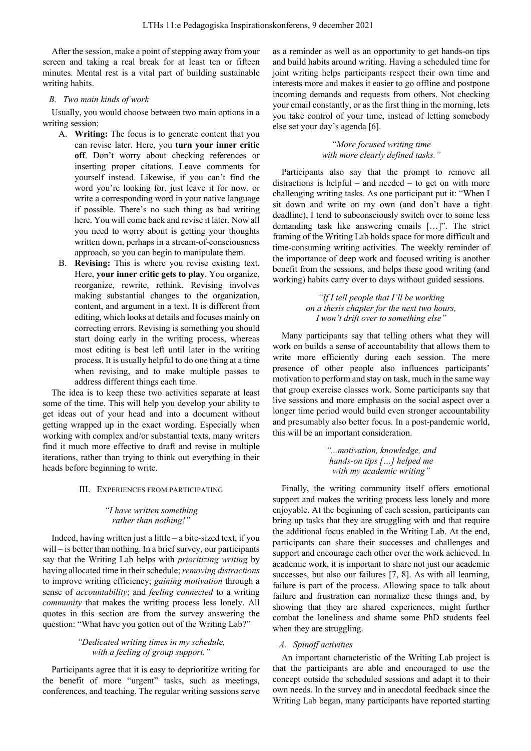After the session, make a point of stepping away from your screen and taking a real break for at least ten or fifteen minutes. Mental rest is a vital part of building sustainable writing habits.

### *B. Two main kinds of work*

Usually, you would choose between two main options in a writing session:

A. **Writing:** The focus is to generate content that you can revise later. Here, you **turn your inner critic off**. Don't worry about checking references or inserting proper citations. Leave comments for yourself instead. Likewise, if you can't find the word you're looking for, just leave it for now, or write a corresponding word in your native language if possible. There's no such thing as bad writing here. You will come back and revise it later. Now all you need to worry about is getting your thoughts written down, perhaps in a stream-of-consciousness approach, so you can begin to manipulate them.

B. **Revising:** This is where you revise existing text. Here, **your inner critic gets to play**. You organize, reorganize, rewrite, rethink. Revising involves making substantial changes to the organization, content, and argument in a text. It is different from editing, which looks at details and focuses mainly on correcting errors. Revising is something you should start doing early in the writing process, whereas most editing is best left until later in the writing process. It is usually helpful to do one thing at a time when revising, and to make multiple passes to address different things each time.

The idea is to keep these two activities separate at least some of the time. This will help you develop your ability to get ideas out of your head and into a document without getting wrapped up in the exact wording. Especially when working with complex and/or substantial texts, many writers find it much more effective to draft and revise in multiple iterations, rather than trying to think out everything in their heads before beginning to write.

## III. Experiences from Participating

*"I have written something rather than nothing!"*

Indeed, having written just a little – a bite-sized text, if you will – is better than nothing. In a brief survey, our participants say that the Writing Lab helps with *prioritizing writing* by having allocated time in their schedule; *removing distractions* to improve writing efficiency; *gaining motivation* through a sense of *accountability*; and *feeling connected* to a writing *community* that makes the writing process less lonely. All quotes in this section are from the survey answering the question: "What have you gotten out of the Writing Lab?"

*"Dedicated writing times in my schedule, with a feeling of group support."*

Participants agree that it is easy to deprioritize writing for the benefit of more "urgent" tasks, such as meetings, conferences, and teaching. The regular writing sessions serve as a reminder as well as an opportunity to get hands-on tips and build habits around writing. Having a scheduled time for joint writing helps participants respect their own time and interests more and makes it easier to go offline and postpone incoming demands and requests from others. Not checking your email constantly, or as the first thing in the morning, lets you take control of your time, instead of letting somebody else set your day's agenda [6].

*"More focused writing time with more clearly defined tasks."*

Participants also say that the prompt to remove all distractions is helpful – and needed – to get on with more challenging writing tasks. As one participant put it: "When I sit down and write on my own (and don't have a tight deadline), I tend to subconsciously switch over to some less demanding task like answering emails […]". The strict framing of the Writing Lab holds space for more difficult and time-consuming writing activities. The weekly reminder of the importance of deep work and focused writing is another benefit from the sessions, and helps these good writing (and working) habits carry over to days without guided sessions.

*"If I tell people that I'll be working on a thesis chapter for the next two hours, I won't drift over to something else"*

Many participants say that telling others what they will work on builds a sense of accountability that allows them to write more efficiently during each session. The mere presence of other people also influences participants' motivation to perform and stay on task, much in the same way that group exercise classes work. Some participants say that live sessions and more emphasis on the social aspect over a longer time period would build even stronger accountability and presumably also better focus. In a post-pandemic world, this will be an important consideration.

*"...motivation, knowledge, and hands-on tips […] helped me with my academic writing"*

Finally, the writing community itself offers emotional support and makes the writing process less lonely and more enjoyable. At the beginning of each session, participants can bring up tasks that they are struggling with and that require the additional focus enabled in the Writing Lab. At the end, participants can share their successes and challenges and support and encourage each other over the work achieved. In academic work, it is important to share not just our academic successes, but also our failures [7, 8]. As with all learning, failure is part of the process. Allowing space to talk about failure and frustration can normalize these things and, by showing that they are shared experiences, might further combat the loneliness and shame some PhD students feel when they are struggling.

### *A. Spinoff activities*

An important characteristic of the Writing Lab project is that the participants are able and encouraged to use the concept outside the scheduled sessions and adapt it to their own needs. In the survey and in anecdotal feedback since the Writing Lab began, many participants have reported starting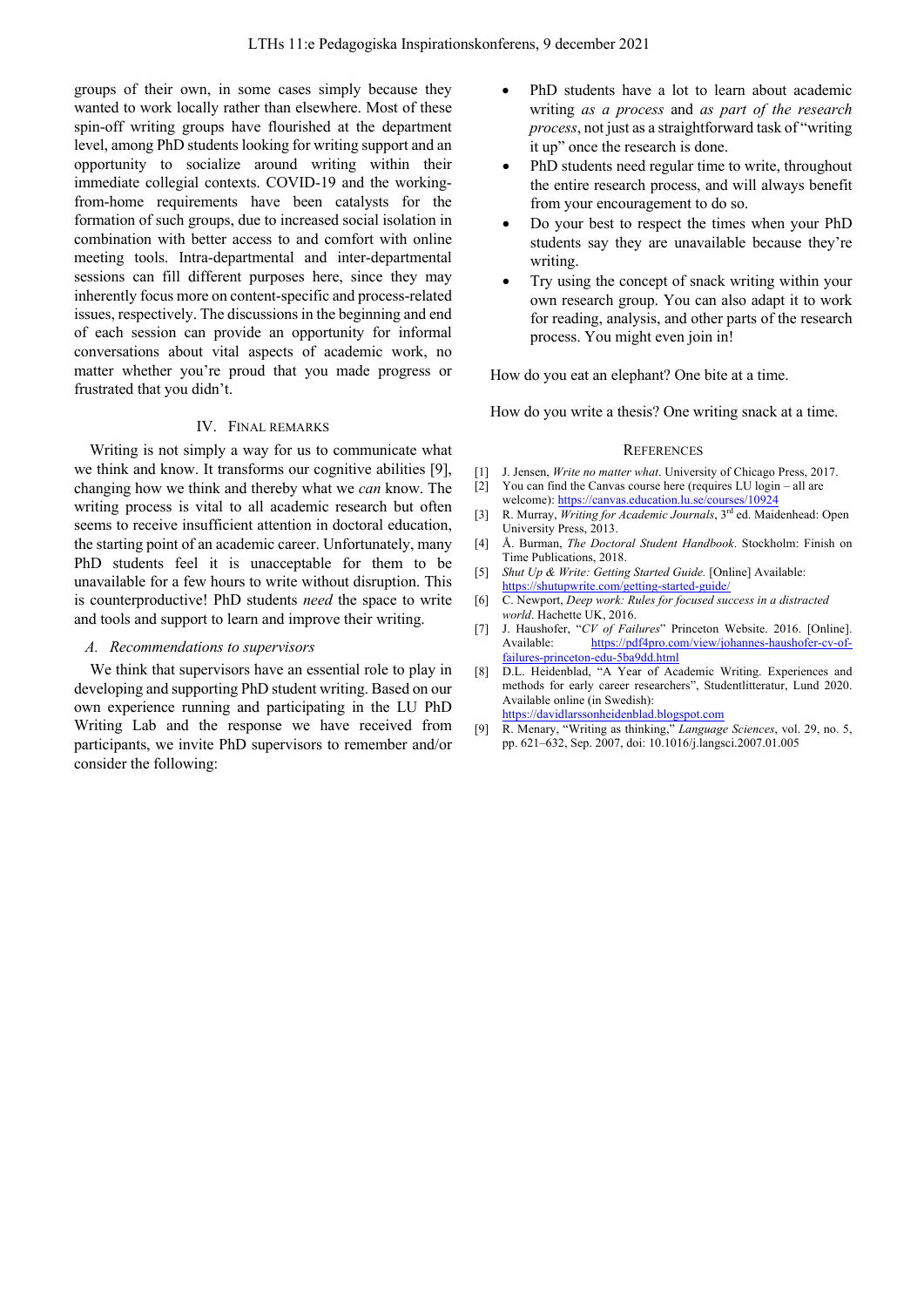groups of their own, in some cases simply because they wanted to work locally rather than elsewhere. Most of these spin-off writing groups have flourished at the department level, among PhD students looking for writing support and an opportunity to socialize around writing within their immediate collegial contexts. COVID-19 and the working-from-home requirements have been catalysts for the formation of such groups, due to increased social isolation in combination with better access to and comfort with online meeting tools. Intra-departmental and inter-departmental sessions can fill different purposes here, since they may inherently focus more on content-specific and process-related issues, respectively. The discussions in the beginning and end of each session can provide an opportunity for informal conversations about vital aspects of academic work, no matter whether you're proud that you made progress or frustrated that you didn't.

## IV. Final Remarks

Writing is not simply a way for us to communicate what we think and know. It transforms our cognitive abilities [9], changing how we think and thereby what we *can* know. The writing process is vital to all academic research but often seems to receive insufficient attention in doctoral education, the starting point of an academic career. Unfortunately, many PhD students feel it is unacceptable for them to be unavailable for a few hours to write without disruption. This is counterproductive! PhD students *need* the space to write and tools and support to learn and improve their writing.

### A. Recommendations to supervisors

We think that supervisors have an essential role to play in developing and supporting PhD student writing. Based on our own experience running and participating in the LU PhD Writing Lab and the response we have received from participants, we invite PhD supervisors to remember and/or consider the following:

- PhD students have a lot to learn about academic writing *as a process* and *as part of the research process*, not just as a straightforward task of "writing it up" once the research is done.
- PhD students need regular time to write, throughout the entire research process, and will always benefit from your encouragement to do so.
- Do your best to respect the times when your PhD students say they are unavailable because they're writing.
- Try using the concept of snack writing within your own research group. You can also adapt it to work for reading, analysis, and other parts of the research process. You might even join in!

How do you eat an elephant? One bite at a time.

How do you write a thesis? One writing snack at a time.

## References

[1] J. Jensen, *Write no matter what*. University of Chicago Press, 2017.

[2] You can find the Canvas course here (requires LU login – all are welcome): https://canvas.education.lu.se/courses/10924

[3] R. Murray, *Writing for Academic Journals*, 3rd ed. Maidenhead: Open University Press, 2013.

[4] Å. Burman, *The Doctoral Student Handbook*. Stockholm: Finish on Time Publications, 2018.

[5] *Shut Up & Write: Getting Started Guide.* [Online] Available: https://shutupwrite.com/getting-started-guide/

[6] C. Newport, *Deep work: Rules for focused success in a distracted world*. Hachette UK, 2016.

[7] J. Haushofer, "*CV of Failures*" Princeton Website. 2016. [Online]. Available: https://pdf4pro.com/view/johannes-haushofer-cv-of-failures-princeton-edu-5ba9dd.html

[8] D.L. Heidenblad, "A Year of Academic Writing. Experiences and methods for early career researchers", Studentlitteratur, Lund 2020. Available online (in Swedish): https://davidlarssonheidenblad.blogspot.com

[9] R. Menary, "Writing as thinking," *Language Sciences*, vol. 29, no. 5, pp. 621–632, Sep. 2007, doi: 10.1016/j.langsci.2007.01.005